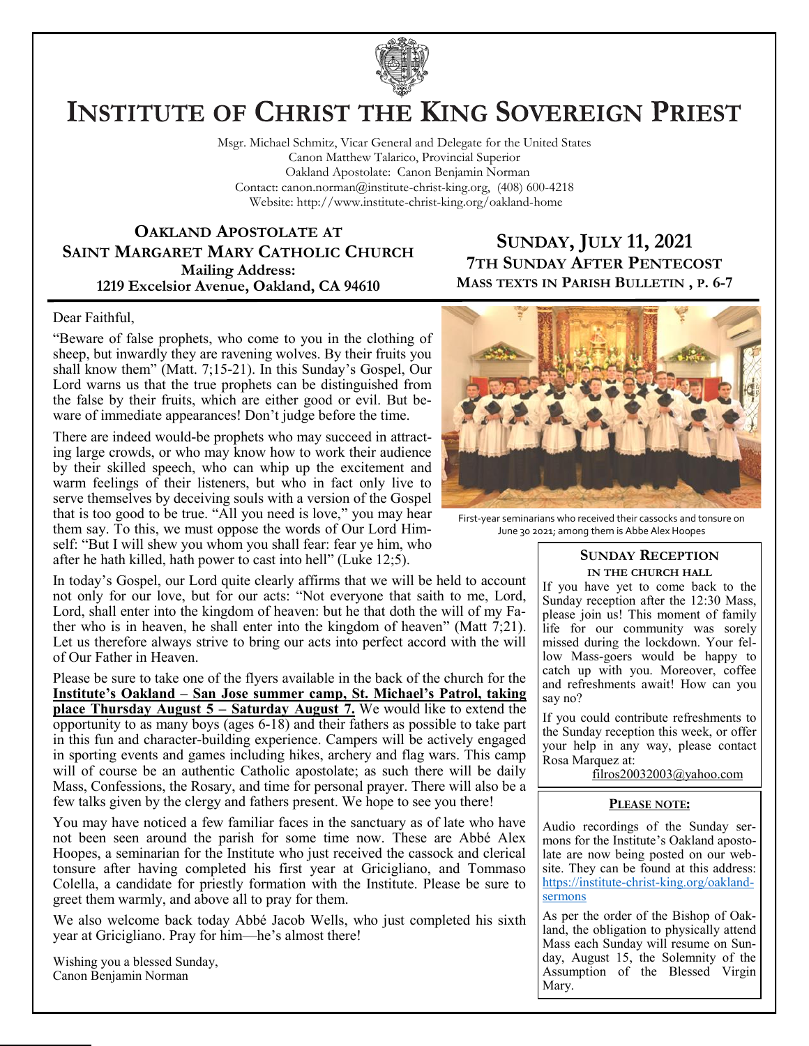# INSTITUTE OF CHRIST THE KING SOVEREIGN PRIEST

Msgr. Michael Schmitz, Vicar General and Delegate for the United States
Canon Matthew Talarico, Provincial Superior
Oakland Apostolate: Canon Benjamin Norman
Contact: canon.norman@institute-christ-king.org, (408) 600-4218
Website: http://www.institute-christ-king.org/oakland-home

**OAKLAND APOSTOLATE AT SAINT MARGARET MARY CATHOLIC CHURCH**
**Mailing Address:**
**1219 Excelsior Avenue, Oakland, CA 94610**

## SUNDAY, JULY 11, 2021
### 7TH SUNDAY AFTER PENTECOST
**MASS TEXTS IN PARISH BULLETIN , P. 6-7**

Dear Faithful,

"Beware of false prophets, who come to you in the clothing of sheep, but inwardly they are ravening wolves. By their fruits you shall know them" (Matt. 7;15-21). In this Sunday's Gospel, Our Lord warns us that the true prophets can be distinguished from the false by their fruits, which are either good or evil. But beware of immediate appearances! Don't judge before the time.

There are indeed would-be prophets who may succeed in attracting large crowds, or who may know how to work their audience by their skilled speech, who can whip up the excitement and warm feelings of their listeners, but who in fact only live to serve themselves by deceiving souls with a version of the Gospel that is too good to be true. "All you need is love," you may hear them say. To this, we must oppose the words of Our Lord Himself: "But I will shew you whom you shall fear: fear ye him, who after he hath killed, hath power to cast into hell" (Luke 12;5).

In today's Gospel, our Lord quite clearly affirms that we will be held to account not only for our love, but for our acts: "Not everyone that saith to me, Lord, Lord, shall enter into the kingdom of heaven: but he that doth the will of my Father who is in heaven, he shall enter into the kingdom of heaven" (Matt 7;21). Let us therefore always strive to bring our acts into perfect accord with the will of Our Father in Heaven.

Please be sure to take one of the flyers available in the back of the church for the **Institute's Oakland – San Jose summer camp, St. Michael's Patrol, taking place Thursday August 5 – Saturday August 7.** We would like to extend the opportunity to as many boys (ages 6-18) and their fathers as possible to take part in this fun and character-building experience. Campers will be actively engaged in sporting events and games including hikes, archery and flag wars. This camp will of course be an authentic Catholic apostolate; as such there will be daily Mass, Confessions, the Rosary, and time for personal prayer. There will also be a few talks given by the clergy and fathers present. We hope to see you there!

You may have noticed a few familiar faces in the sanctuary as of late who have not been seen around the parish for some time now. These are Abbé Alex Hoopes, a seminarian for the Institute who just received the cassock and clerical tonsure after having completed his first year at Gricigliano, and Tommaso Colella, a candidate for priestly formation with the Institute. Please be sure to greet them warmly, and above all to pray for them.

We also welcome back today Abbé Jacob Wells, who just completed his sixth year at Gricigliano. Pray for him—he's almost there!

Wishing you a blessed Sunday,
Canon Benjamin Norman

First-year seminarians who received their cassocks and tonsure on June 30 2021; among them is Abbe Alex Hoopes

### SUNDAY RECEPTION
**IN THE CHURCH HALL**

If you have yet to come back to the Sunday reception after the 12:30 Mass, please join us! This moment of family life for our community was sorely missed during the lockdown. Your fellow Mass-goers would be happy to catch up with you. Moreover, coffee and refreshments await! How can you say no?

If you could contribute refreshments to the Sunday reception this week, or offer your help in any way, please contact Rosa Marquez at:
filros20032003@yahoo.com

### PLEASE NOTE:

Audio recordings of the Sunday sermons for the Institute's Oakland apostolate are now being posted on our website. They can be found at this address: https://institute-christ-king.org/oakland-sermons

As per the order of the Bishop of Oakland, the obligation to physically attend Mass each Sunday will resume on Sunday, August 15, the Solemnity of the Assumption of the Blessed Virgin Mary.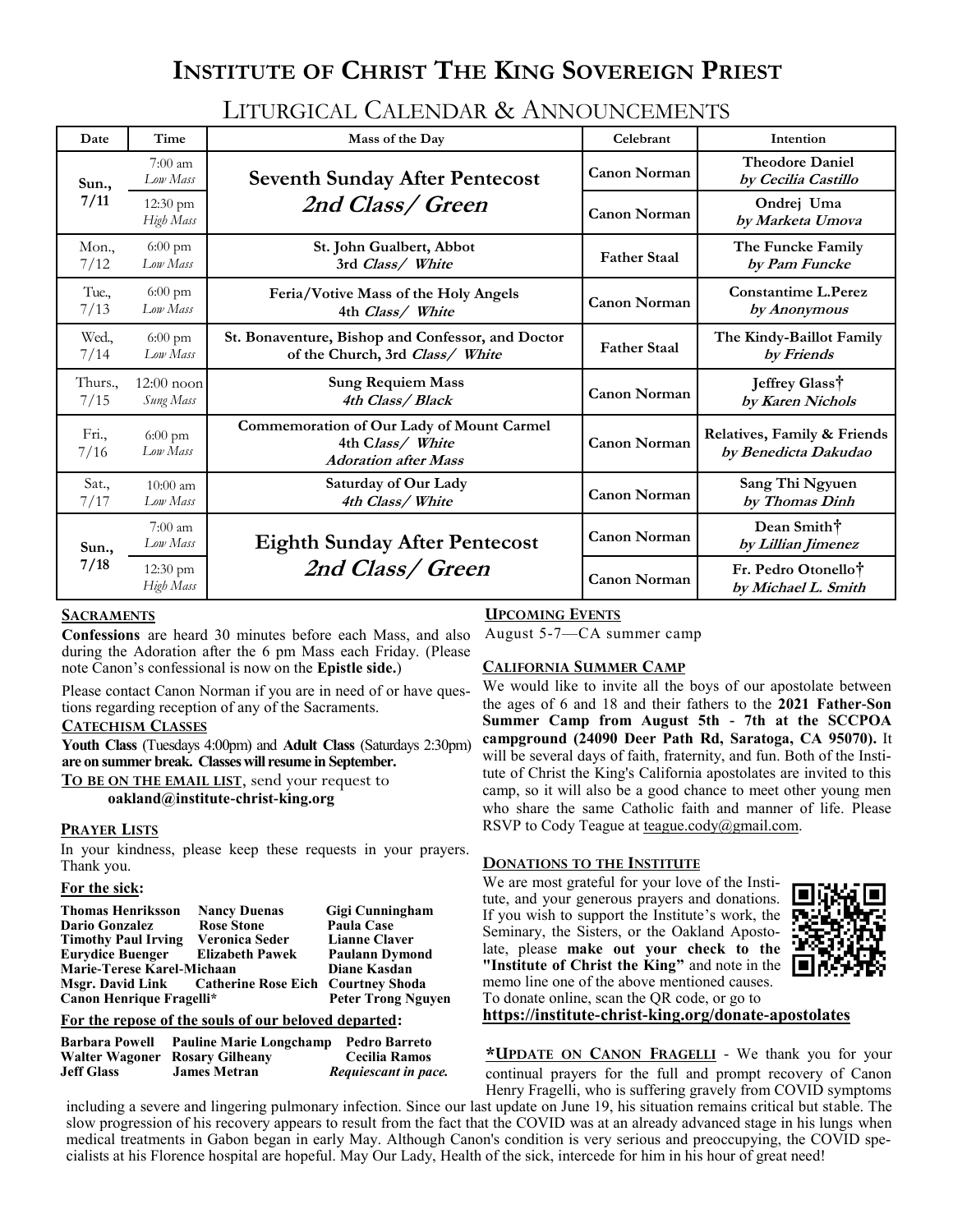# Institute of Christ The King Sovereign Priest

## Liturgical Calendar & Announcements

| Date | Time | Mass of the Day | Celebrant | Intention |
|---|---|---|---|---|
| **Sun., 7/11** | 7:00 am *Low Mass* | **Seventh Sunday After Pentecost** ***2nd Class/ Green*** | **Canon Norman** | **Theodore Daniel** ***by Cecilia Castillo*** |
| | 12:30 pm *High Mass* | | **Canon Norman** | **Ondrej Uma** ***by Marketa Umova*** |
| Mon., 7/12 | 6:00 pm *Low Mass* | **St. John Gualbert, Abbot** **3rd *Class/ White*** | **Father Staal** | **The Funcke Family** ***by Pam Funcke*** |
| Tue., 7/13 | 6:00 pm *Low Mass* | **Feria/Votive Mass of the Holy Angels** **4th *Class/ White*** | **Canon Norman** | **Constantime L.Perez** ***by Anonymous*** |
| Wed., 7/14 | 6:00 pm *Low Mass* | **St. Bonaventure, Bishop and Confessor, and Doctor of the Church, 3rd *Class/ White*** | **Father Staal** | **The Kindy-Baillot Family** ***by Friends*** |
| Thurs., 7/15 | 12:00 noon *Sung Mass* | **Sung Requiem Mass** ***4th Class/ Black*** | **Canon Norman** | **Jeffrey Glass†** ***by Karen Nichols*** |
| Fri., 7/16 | 6:00 pm *Low Mass* | **Commemoration of Our Lady of Mount Carmel** **4th *Class/ White*** ***Adoration after Mass*** | **Canon Norman** | **Relatives, Family & Friends** ***by Benedicta Dakudao*** |
| Sat., 7/17 | 10:00 am *Low Mass* | **Saturday of Our Lady** ***4th Class/ White*** | **Canon Norman** | **Sang Thi Ngyuen** ***by Thomas Dinh*** |
| **Sun., 7/18** | 7:00 am *Low Mass* | **Eighth Sunday After Pentecost** ***2nd Class/ Green*** | **Canon Norman** | **Dean Smith†** ***by Lillian Jimenez*** |
| | 12:30 pm *High Mass* | | **Canon Norman** | **Fr. Pedro Otonello†** ***by Michael L. Smith*** |

### Sacraments

**Confessions** are heard 30 minutes before each Mass, and also during the Adoration after the 6 pm Mass each Friday. (Please note Canon's confessional is now on the **Epistle side.**)

Please contact Canon Norman if you are in need of or have questions regarding reception of any of the Sacraments.

### Catechism Classes

**Youth Class** (Tuesdays 4:00pm) and **Adult Class** (Saturdays 2:30pm) **are on summer break. Classes will resume in September.**

**To be on the email list**, send your request to **oakland@institute-christ-king.org**

### Prayer Lists

In your kindness, please keep these requests in your prayers. Thank you.

**For the sick:**

**Thomas Henriksson, Nancy Duenas, Gigi Cunningham, Dario Gonzalez, Rose Stone, Paula Case, Timothy Paul Irving, Veronica Seder, Lianne Claver, Eurydice Buenger, Elizabeth Pawek, Paulann Dymond, Marie-Terese Karel-Michaan, Diane Kasdan, Msgr. David Link, Catherine Rose Eich, Courtney Shoda, Canon Henrique Fragelli*, Peter Trong Nguyen**

**For the repose of the souls of our beloved departed:**

**Barbara Powell, Pauline Marie Longchamp, Pedro Barreto, Walter Wagoner, Rosary Gilheany, Cecilia Ramos, Jeff Glass, James Metran** ***Requiescant in pace.***

### Upcoming Events

August 5-7—CA summer camp

### California Summer Camp

We would like to invite all the boys of our apostolate between the ages of 6 and 18 and their fathers to the **2021 Father-Son Summer Camp from August 5th - 7th at the SCCPOA campground (24090 Deer Path Rd, Saratoga, CA 95070).** It will be several days of faith, fraternity, and fun. Both of the Institute of Christ the King's California apostolates are invited to this camp, so it will also be a good chance to meet other young men who share the same Catholic faith and manner of life. Please RSVP to Cody Teague at teague.cody@gmail.com.

### Donations to the Institute

We are most grateful for your love of the Institute, and your generous prayers and donations. If you wish to support the Institute's work, the Seminary, the Sisters, or the Oakland Apostolate, please **make out your check to the "Institute of Christ the King"** and note in the memo line one of the above mentioned causes. To donate online, scan the QR code, or go to

**https://institute-christ-king.org/donate-apostolates**

**\*Update on Canon Fragelli** - We thank you for your continual prayers for the full and prompt recovery of Canon Henry Fragelli, who is suffering gravely from COVID symptoms including a severe and lingering pulmonary infection. Since our last update on June 19, his situation remains critical but stable. The slow progression of his recovery appears to result from the fact that the COVID was at an already advanced stage in his lungs when medical treatments in Gabon began in early May. Although Canon's condition is very serious and preoccupying, the COVID specialists at his Florence hospital are hopeful. May Our Lady, Health of the sick, intercede for him in his hour of great need!